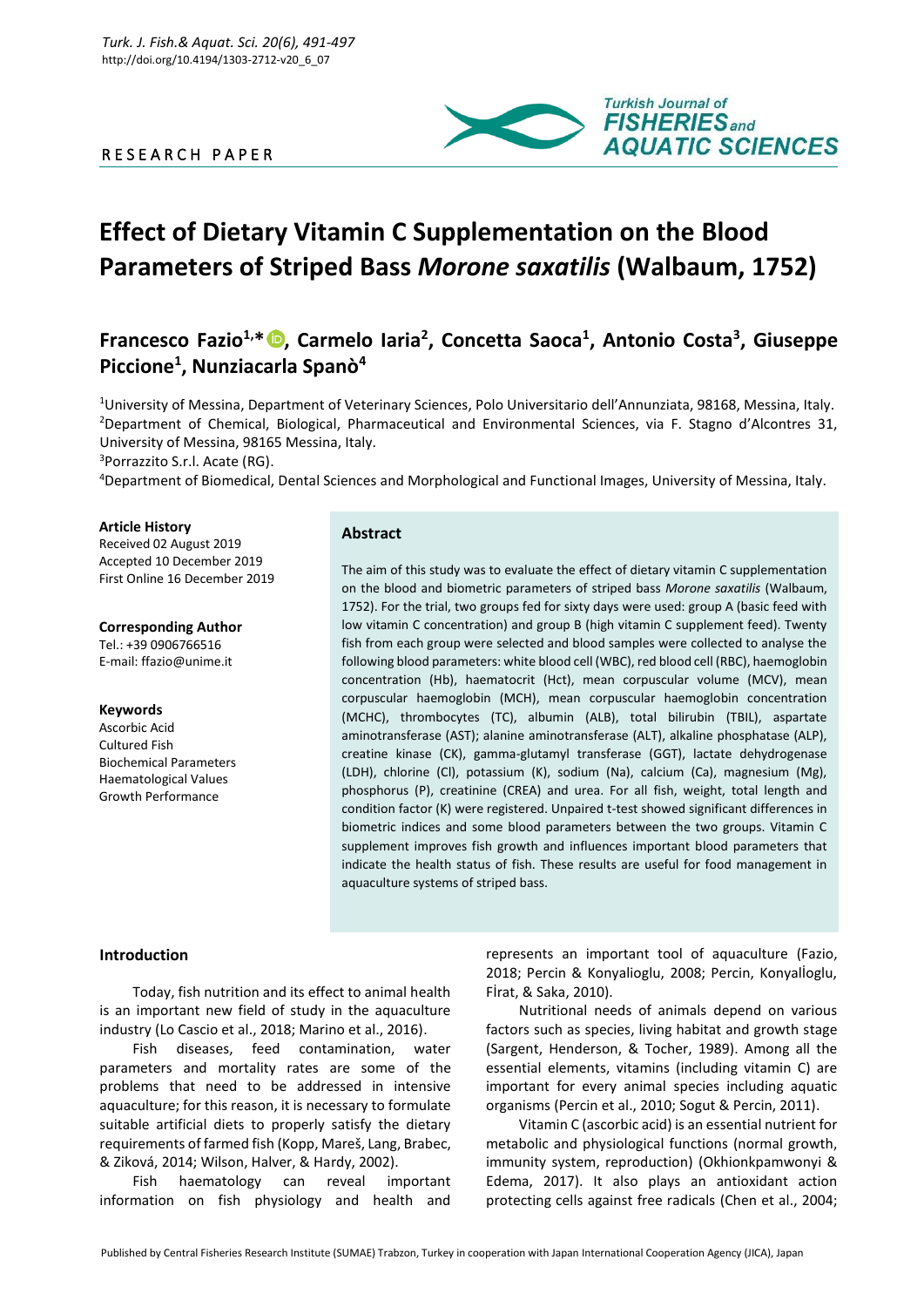RESEARCH PAPER

# Effect of Dietary Vitamin C Supplementation on the Blood Parameters of Striped Bass *Morone saxatilis* (Walbaum, 1752)

## Francesco Fazio[1,*], Carmelo Iaria[2], Concetta Saoca[1], Antonio Costa[3], Giuseppe Piccione[1], Nunziacarla Spanò[4]

[1]University of Messina, Department of Veterinary Sciences, Polo Universitario dell'Annunziata, 98168, Messina, Italy.
[2]Department of Chemical, Biological, Pharmaceutical and Environmental Sciences, via F. Stagno d'Alcontres 31, University of Messina, 98165 Messina, Italy.
[3]Porrazzito S.r.l. Acate (RG).
[4]Department of Biomedical, Dental Sciences and Morphological and Functional Images, University of Messina, Italy.

**Article History**
Received 02 August 2019
Accepted 10 December 2019
First Online 16 December 2019

**Corresponding Author**
Tel.: +39 0906766516
E-mail: ffazio@unime.it

**Keywords**
Ascorbic Acid
Cultured Fish
Biochemical Parameters
Haematological Values
Growth Performance

### Abstract

The aim of this study was to evaluate the effect of dietary vitamin C supplementation on the blood and biometric parameters of striped bass *Morone saxatilis* (Walbaum, 1752). For the trial, two groups fed for sixty days were used: group A (basic feed with low vitamin C concentration) and group B (high vitamin C supplement feed). Twenty fish from each group were selected and blood samples were collected to analyse the following blood parameters: white blood cell (WBC), red blood cell (RBC), haemoglobin concentration (Hb), haematocrit (Hct), mean corpuscular volume (MCV), mean corpuscular haemoglobin (MCH), mean corpuscular haemoglobin concentration (MCHC), thrombocytes (TC), albumin (ALB), total bilirubin (TBIL), aspartate aminotransferase (AST); alanine aminotransferase (ALT), alkaline phosphatase (ALP), creatine kinase (CK), gamma-glutamyl transferase (GGT), lactate dehydrogenase (LDH), chlorine (Cl), potassium (K), sodium (Na), calcium (Ca), magnesium (Mg), phosphorus (P), creatinine (CREA) and urea. For all fish, weight, total length and condition factor (K) were registered. Unpaired t-test showed significant differences in biometric indices and some blood parameters between the two groups. Vitamin C supplement improves fish growth and influences important blood parameters that indicate the health status of fish. These results are useful for food management in aquaculture systems of striped bass.

### Introduction

Today, fish nutrition and its effect to animal health is an important new field of study in the aquaculture industry (Lo Cascio et al., 2018; Marino et al., 2016).

Fish diseases, feed contamination, water parameters and mortality rates are some of the problems that need to be addressed in intensive aquaculture; for this reason, it is necessary to formulate suitable artificial diets to properly satisfy the dietary requirements of farmed fish (Kopp, Mareš, Lang, Brabec, & Ziková, 2014; Wilson, Halver, & Hardy, 2002).

Fish haematology can reveal important information on fish physiology and health and represents an important tool of aquaculture (Fazio, 2018; Percin & Konyalioglu, 2008; Percin, Konyalİoglu, Fİrat, & Saka, 2010).

Nutritional needs of animals depend on various factors such as species, living habitat and growth stage (Sargent, Henderson, & Tocher, 1989). Among all the essential elements, vitamins (including vitamin C) are important for every animal species including aquatic organisms (Percin et al., 2010; Sogut & Percin, 2011).

Vitamin C (ascorbic acid) is an essential nutrient for metabolic and physiological functions (normal growth, immunity system, reproduction) (Okhionkpamwonyi & Edema, 2017). It also plays an antioxidant action protecting cells against free radicals (Chen et al., 2004;

Published by Central Fisheries Research Institute (SUMAE) Trabzon, Turkey in cooperation with Japan International Cooperation Agency (JICA), Japan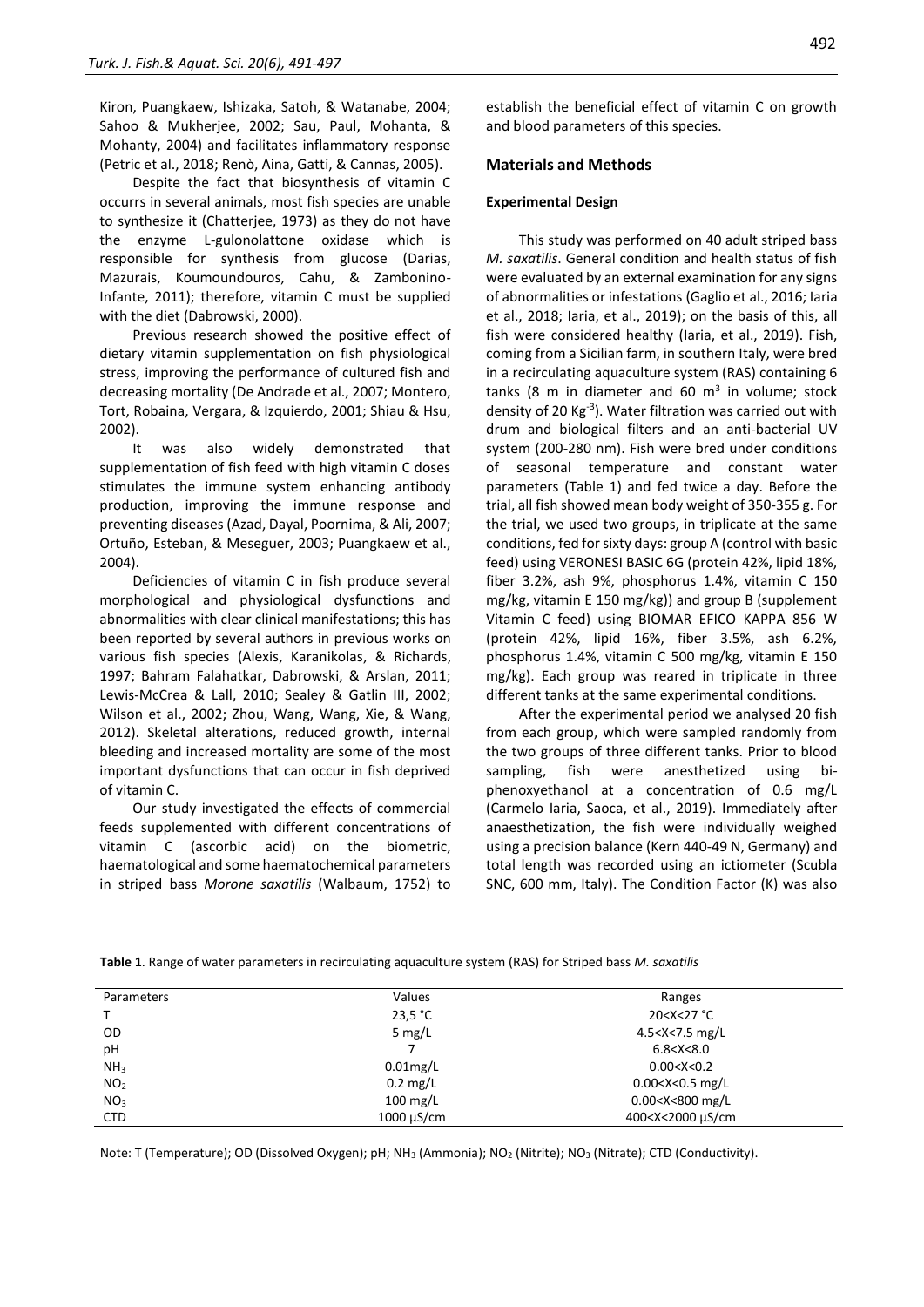Kiron, Puangkaew, Ishizaka, Satoh, & Watanabe, 2004; Sahoo & Mukherjee, 2002; Sau, Paul, Mohanta, & Mohanty, 2004) and facilitates inflammatory response (Petric et al., 2018; Renò, Aina, Gatti, & Cannas, 2005).

Despite the fact that biosynthesis of vitamin C occurrs in several animals, most fish species are unable to synthesize it (Chatterjee, 1973) as they do not have the enzyme L-gulonolattone oxidase which is responsible for synthesis from glucose (Darias, Mazurais, Koumoundouros, Cahu, & Zambonino-Infante, 2011); therefore, vitamin C must be supplied with the diet (Dabrowski, 2000).

Previous research showed the positive effect of dietary vitamin supplementation on fish physiological stress, improving the performance of cultured fish and decreasing mortality (De Andrade et al., 2007; Montero, Tort, Robaina, Vergara, & Izquierdo, 2001; Shiau & Hsu, 2002).

It was also widely demonstrated that supplementation of fish feed with high vitamin C doses stimulates the immune system enhancing antibody production, improving the immune response and preventing diseases (Azad, Dayal, Poornima, & Ali, 2007; Ortuño, Esteban, & Meseguer, 2003; Puangkaew et al., 2004).

Deficiencies of vitamin C in fish produce several morphological and physiological dysfunctions and abnormalities with clear clinical manifestations; this has been reported by several authors in previous works on various fish species (Alexis, Karanikolas, & Richards, 1997; Bahram Falahatkar, Dabrowski, & Arslan, 2011; Lewis-McCrea & Lall, 2010; Sealey & Gatlin III, 2002; Wilson et al., 2002; Zhou, Wang, Wang, Xie, & Wang, 2012). Skeletal alterations, reduced growth, internal bleeding and increased mortality are some of the most important dysfunctions that can occur in fish deprived of vitamin C.

Our study investigated the effects of commercial feeds supplemented with different concentrations of vitamin C (ascorbic acid) on the biometric, haematological and some haematochemical parameters in striped bass *Morone saxatilis* (Walbaum, 1752) to establish the beneficial effect of vitamin C on growth and blood parameters of this species.

## Materials and Methods

### Experimental Design

This study was performed on 40 adult striped bass *M. saxatilis*. General condition and health status of fish were evaluated by an external examination for any signs of abnormalities or infestations (Gaglio et al., 2016; Iaria et al., 2018; Iaria, et al., 2019); on the basis of this, all fish were considered healthy (Iaria, et al., 2019). Fish, coming from a Sicilian farm, in southern Italy, were bred in a recirculating aquaculture system (RAS) containing 6 tanks (8 m in diameter and 60 $m^3$ in volume; stock density of 20 $Kg^{-3}$). Water filtration was carried out with drum and biological filters and an anti-bacterial UV system (200-280 nm). Fish were bred under conditions of seasonal temperature and constant water parameters (Table 1) and fed twice a day. Before the trial, all fish showed mean body weight of 350-355 g. For the trial, we used two groups, in triplicate at the same conditions, fed for sixty days: group A (control with basic feed) using VERONESI BASIC 6G (protein 42%, lipid 18%, fiber 3.2%, ash 9%, phosphorus 1.4%, vitamin C 150 mg/kg, vitamin E 150 mg/kg)) and group B (supplement Vitamin C feed) using BIOMAR EFICO KAPPA 856 W (protein 42%, lipid 16%, fiber 3.5%, ash 6.2%, phosphorus 1.4%, vitamin C 500 mg/kg, vitamin E 150 mg/kg). Each group was reared in triplicate in three different tanks at the same experimental conditions.

After the experimental period we analysed 20 fish from each group, which were sampled randomly from the two groups of three different tanks. Prior to blood sampling, fish were anesthetized using bi-phenoxyethanol at a concentration of 0.6 mg/L (Carmelo Iaria, Saoca, et al., 2019). Immediately after anaesthetization, the fish were individually weighed using a precision balance (Kern 440-49 N, Germany) and total length was recorded using an ictiometer (Scubla SNC, 600 mm, Italy). The Condition Factor (K) was also

**Table 1**. Range of water parameters in recirculating aquaculture system (RAS) for Striped bass *M. saxatilis*

| Parameters | Values | Ranges |
|---|---|---|
| T | 23,5 °C | 20<X<27 °C |
| OD | 5 mg/L | 4.5<X<7.5 mg/L |
| pH | 7 | 6.8<X<8.0 |
| $NH_3$ | 0.01mg/L | 0.00<X<0.2 |
| $NO_2$ | 0.2 mg/L | 0.00<X<0.5 mg/L |
| $NO_3$ | 100 mg/L | 0.00<X<800 mg/L |
| CTD | 1000 µS/cm | 400<X<2000 µS/cm |

Note: T (Temperature); OD (Dissolved Oxygen); pH; $NH_3$ (Ammonia); $NO_2$ (Nitrite); $NO_3$ (Nitrate); CTD (Conductivity).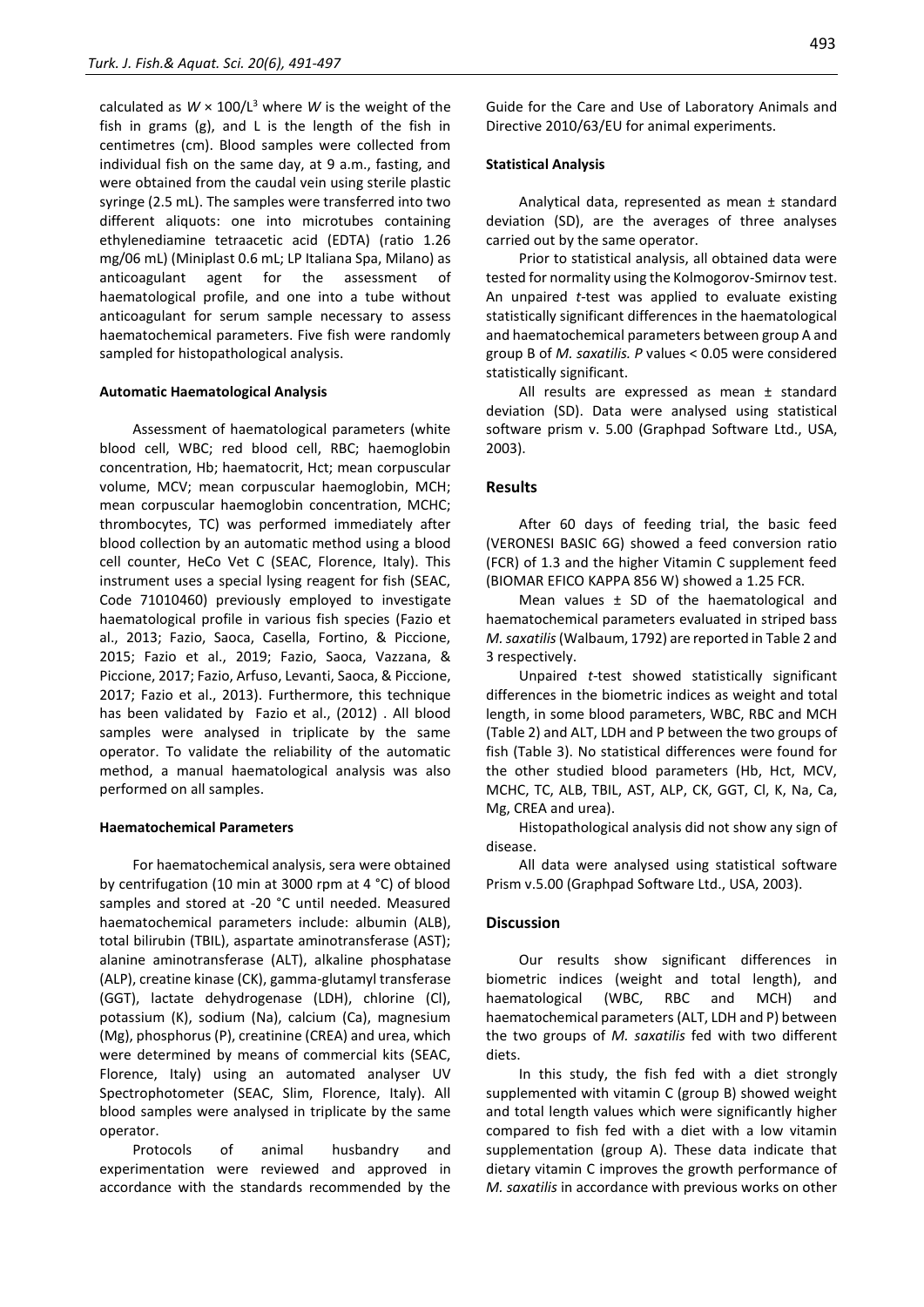calculated as $W \times 100/L^3$ where $W$ is the weight of the fish in grams (g), and L is the length of the fish in centimetres (cm). Blood samples were collected from individual fish on the same day, at 9 a.m., fasting, and were obtained from the caudal vein using sterile plastic syringe (2.5 mL). The samples were transferred into two different aliquots: one into microtubes containing ethylenediamine tetraacetic acid (EDTA) (ratio 1.26 mg/06 mL) (Miniplast 0.6 mL; LP Italiana Spa, Milano) as anticoagulant agent for the assessment of haematological profile, and one into a tube without anticoagulant for serum sample necessary to assess haematochemical parameters. Five fish were randomly sampled for histopathological analysis.

### Automatic Haematological Analysis

Assessment of haematological parameters (white blood cell, WBC; red blood cell, RBC; haemoglobin concentration, Hb; haematocrit, Hct; mean corpuscular volume, MCV; mean corpuscular haemoglobin, MCH; mean corpuscular haemoglobin concentration, MCHC; thrombocytes, TC) was performed immediately after blood collection by an automatic method using a blood cell counter, HeCo Vet C (SEAC, Florence, Italy). This instrument uses a special lysing reagent for fish (SEAC, Code 71010460) previously employed to investigate haematological profile in various fish species (Fazio et al., 2013; Fazio, Saoca, Casella, Fortino, & Piccione, 2015; Fazio et al., 2019; Fazio, Saoca, Vazzana, & Piccione, 2017; Fazio, Arfuso, Levanti, Saoca, & Piccione, 2017; Fazio et al., 2013). Furthermore, this technique has been validated by Fazio et al., (2012) . All blood samples were analysed in triplicate by the same operator. To validate the reliability of the automatic method, a manual haematological analysis was also performed on all samples.

### Haematochemical Parameters

For haematochemical analysis, sera were obtained by centrifugation (10 min at 3000 rpm at 4 °C) of blood samples and stored at -20 °C until needed. Measured haematochemical parameters include: albumin (ALB), total bilirubin (TBIL), aspartate aminotransferase (AST); alanine aminotransferase (ALT), alkaline phosphatase (ALP), creatine kinase (CK), gamma-glutamyl transferase (GGT), lactate dehydrogenase (LDH), chlorine (Cl), potassium (K), sodium (Na), calcium (Ca), magnesium (Mg), phosphorus (P), creatinine (CREA) and urea, which were determined by means of commercial kits (SEAC, Florence, Italy) using an automated analyser UV Spectrophotometer (SEAC, Slim, Florence, Italy). All blood samples were analysed in triplicate by the same operator.

Protocols of animal husbandry and experimentation were reviewed and approved in accordance with the standards recommended by the Guide for the Care and Use of Laboratory Animals and Directive 2010/63/EU for animal experiments.

### Statistical Analysis

Analytical data, represented as mean ± standard deviation (SD), are the averages of three analyses carried out by the same operator.

Prior to statistical analysis, all obtained data were tested for normality using the Kolmogorov-Smirnov test. An unpaired *t*-test was applied to evaluate existing statistically significant differences in the haematological and haematochemical parameters between group A and group B of *M. saxatilis. P* values < 0.05 were considered statistically significant.

All results are expressed as mean ± standard deviation (SD). Data were analysed using statistical software prism v. 5.00 (Graphpad Software Ltd., USA, 2003).

## Results

After 60 days of feeding trial, the basic feed (VERONESI BASIC 6G) showed a feed conversion ratio (FCR) of 1.3 and the higher Vitamin C supplement feed (BIOMAR EFICO KAPPA 856 W) showed a 1.25 FCR.

Mean values ± SD of the haematological and haematochemical parameters evaluated in striped bass *M. saxatilis* (Walbaum, 1792) are reported in Table 2 and 3 respectively.

Unpaired *t*-test showed statistically significant differences in the biometric indices as weight and total length, in some blood parameters, WBC, RBC and MCH (Table 2) and ALT, LDH and P between the two groups of fish (Table 3). No statistical differences were found for the other studied blood parameters (Hb, Hct, MCV, MCHC, TC, ALB, TBIL, AST, ALP, CK, GGT, Cl, K, Na, Ca, Mg, CREA and urea).

Histopathological analysis did not show any sign of disease.

All data were analysed using statistical software Prism v.5.00 (Graphpad Software Ltd., USA, 2003).

## Discussion

Our results show significant differences in biometric indices (weight and total length), and haematological (WBC, RBC and MCH) and haematochemical parameters (ALT, LDH and P) between the two groups of *M. saxatilis* fed with two different diets.

In this study, the fish fed with a diet strongly supplemented with vitamin C (group B) showed weight and total length values which were significantly higher compared to fish fed with a diet with a low vitamin supplementation (group A). These data indicate that dietary vitamin C improves the growth performance of *M. saxatilis* in accordance with previous works on other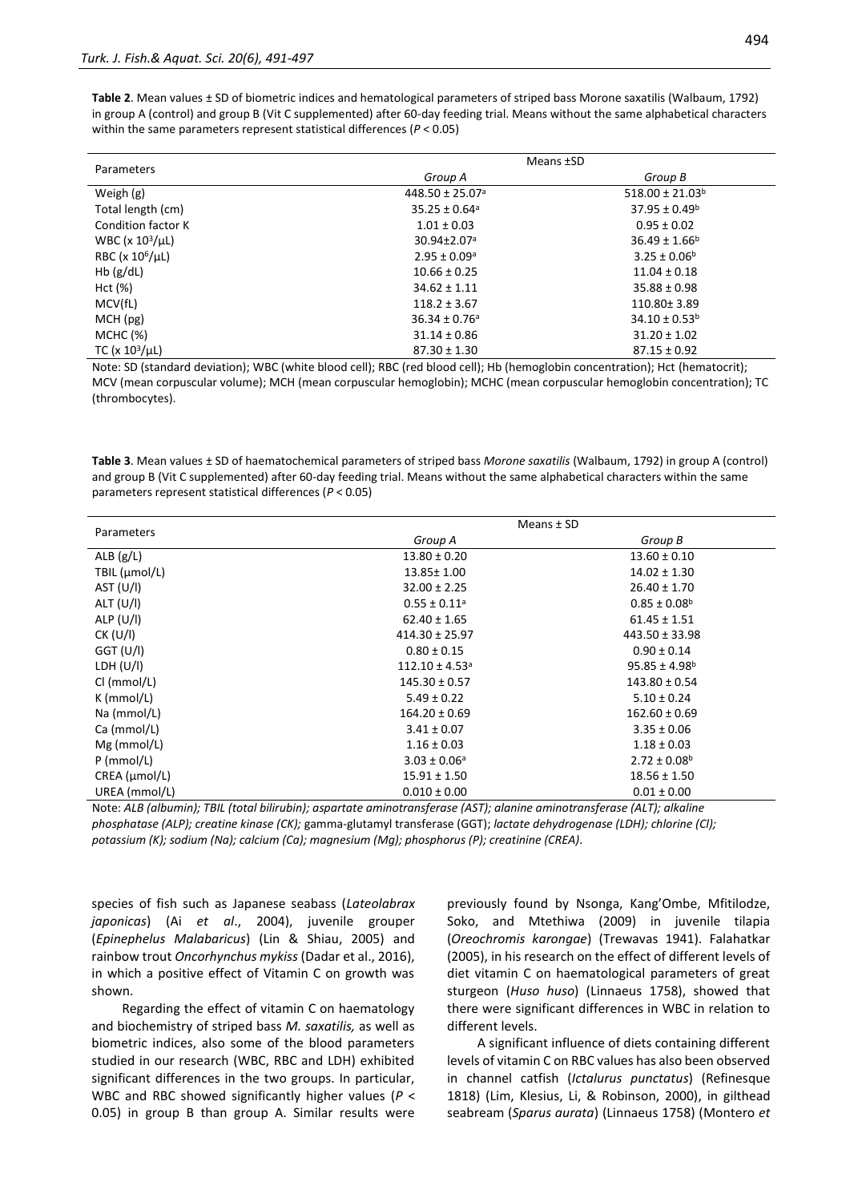**Table 2**. Mean values ± SD of biometric indices and hematological parameters of striped bass Morone saxatilis (Walbaum, 1792) in group A (control) and group B (Vit C supplemented) after 60-day feeding trial. Means without the same alphabetical characters within the same parameters represent statistical differences ($P < 0.05$)

| Parameters | Means ±SD | |
|---|---|---|
| | *Group A* | *Group B* |
| Weigh (g) | $448.50 \pm 25.07^a$ | $518.00 \pm 21.03^b$ |
| Total length (cm) | $35.25 \pm 0.64^a$ | $37.95 \pm 0.49^b$ |
| Condition factor K | $1.01 \pm 0.03$ | $0.95 \pm 0.02$ |
| WBC ($x\ 10^3/\mu L$) | $30.94 \pm 2.07^a$ | $36.49 \pm 1.66^b$ |
| RBC ($x\ 10^6/\mu L$) | $2.95 \pm 0.09^a$ | $3.25 \pm 0.06^b$ |
| Hb (g/dL) | $10.66 \pm 0.25$ | $11.04 \pm 0.18$ |
| Hct (%) | $34.62 \pm 1.11$ | $35.88 \pm 0.98$ |
| MCV(fL) | $118.2 \pm 3.67$ | $110.80 \pm 3.89$ |
| MCH (pg) | $36.34 \pm 0.76^a$ | $34.10 \pm 0.53^b$ |
| MCHC (%) | $31.14 \pm 0.86$ | $31.20 \pm 1.02$ |
| TC ($x\ 10^3/\mu L$) | $87.30 \pm 1.30$ | $87.15 \pm 0.92$ |

Note: SD (standard deviation); WBC (white blood cell); RBC (red blood cell); Hb (hemoglobin concentration); Hct (hematocrit); MCV (mean corpuscular volume); MCH (mean corpuscular hemoglobin); MCHC (mean corpuscular hemoglobin concentration); TC (thrombocytes).

**Table 3**. Mean values ± SD of haematochemical parameters of striped bass *Morone saxatilis* (Walbaum, 1792) in group A (control) and group B (Vit C supplemented) after 60-day feeding trial. Means without the same alphabetical characters within the same parameters represent statistical differences ($P < 0.05$)

| Parameters | Means ± SD | |
|---|---|---|
| | *Group A* | *Group B* |
| ALB (g/L) | $13.80 \pm 0.20$ | $13.60 \pm 0.10$ |
| TBIL (µmol/L) | $13.85 \pm 1.00$ | $14.02 \pm 1.30$ |
| AST (U/l) | $32.00 \pm 2.25$ | $26.40 \pm 1.70$ |
| ALT (U/l) | $0.55 \pm 0.11^a$ | $0.85 \pm 0.08^b$ |
| ALP (U/l) | $62.40 \pm 1.65$ | $61.45 \pm 1.51$ |
| CK (U/l) | $414.30 \pm 25.97$ | $443.50 \pm 33.98$ |
| GGT (U/l) | $0.80 \pm 0.15$ | $0.90 \pm 0.14$ |
| LDH (U/l) | $112.10 \pm 4.53^a$ | $95.85 \pm 4.98^b$ |
| Cl (mmol/L) | $145.30 \pm 0.57$ | $143.80 \pm 0.54$ |
| K (mmol/L) | $5.49 \pm 0.22$ | $5.10 \pm 0.24$ |
| Na (mmol/L) | $164.20 \pm 0.69$ | $162.60 \pm 0.69$ |
| Ca (mmol/L) | $3.41 \pm 0.07$ | $3.35 \pm 0.06$ |
| Mg (mmol/L) | $1.16 \pm 0.03$ | $1.18 \pm 0.03$ |
| P (mmol/L) | $3.03 \pm 0.06^a$ | $2.72 \pm 0.08^b$ |
| CREA (µmol/L) | $15.91 \pm 1.50$ | $18.56 \pm 1.50$ |
| UREA (mmol/L) | $0.010 \pm 0.00$ | $0.01 \pm 0.00$ |

Note: *ALB (albumin); TBIL (total bilirubin); aspartate aminotransferase (AST); alanine aminotransferase (ALT); alkaline phosphatase (ALP); creatine kinase (CK);* gamma-glutamyl transferase (GGT); *lactate dehydrogenase (LDH); chlorine (Cl); potassium (K); sodium (Na); calcium (Ca); magnesium (Mg); phosphorus (P); creatinine (CREA).*

species of fish such as Japanese seabass (*Lateolabrax japonicas*) (Ai *et al*., 2004), juvenile grouper (*Epinephelus Malabaricus*) (Lin & Shiau, 2005) and rainbow trout *Oncorhynchus mykiss* (Dadar et al., 2016), in which a positive effect of Vitamin C on growth was shown.

Regarding the effect of vitamin C on haematology and biochemistry of striped bass *M. saxatilis,* as well as biometric indices, also some of the blood parameters studied in our research (WBC, RBC and LDH) exhibited significant differences in the two groups. In particular, WBC and RBC showed significantly higher values ($P < 0.05$) in group B than group A. Similar results were previously found by Nsonga, Kang'Ombe, Mfitilodze, Soko, and Mtethiwa (2009) in juvenile tilapia (*Oreochromis karongae*) (Trewavas 1941). Falahatkar (2005), in his research on the effect of different levels of diet vitamin C on haematological parameters of great sturgeon (*Huso huso*) (Linnaeus 1758), showed that there were significant differences in WBC in relation to different levels.

A significant influence of diets containing different levels of vitamin C on RBC values has also been observed in channel catfish (*Ictalurus punctatus*) (Refinesque 1818) (Lim, Klesius, Li, & Robinson, 2000), in gilthead seabream (*Sparus aurata*) (Linnaeus 1758) (Montero *et*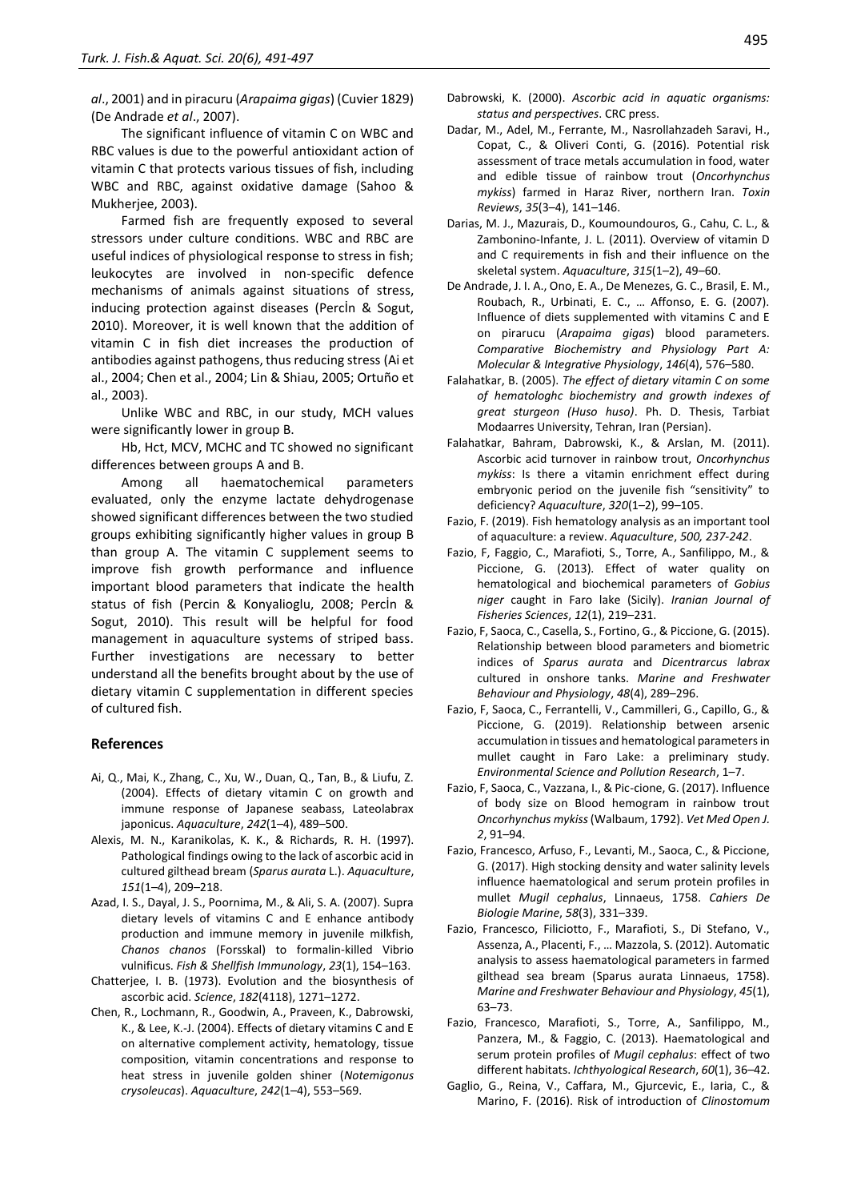*al*., 2001) and in piracuru (*Arapaima gigas*) (Cuvier 1829) (De Andrade *et al*., 2007).

The significant influence of vitamin C on WBC and RBC values is due to the powerful antioxidant action of vitamin C that protects various tissues of fish, including WBC and RBC, against oxidative damage (Sahoo & Mukherjee, 2003).

Farmed fish are frequently exposed to several stressors under culture conditions. WBC and RBC are useful indices of physiological response to stress in fish; leukocytes are involved in non-specific defence mechanisms of animals against situations of stress, inducing protection against diseases (Percİn & Sogut, 2010). Moreover, it is well known that the addition of vitamin C in fish diet increases the production of antibodies against pathogens, thus reducing stress (Ai et al., 2004; Chen et al., 2004; Lin & Shiau, 2005; Ortuño et al., 2003).

Unlike WBC and RBC, in our study, MCH values were significantly lower in group B.

Hb, Hct, MCV, MCHC and TC showed no significant differences between groups A and B.

Among all haematochemical parameters evaluated, only the enzyme lactate dehydrogenase showed significant differences between the two studied groups exhibiting significantly higher values in group B than group A. The vitamin C supplement seems to improve fish growth performance and influence important blood parameters that indicate the health status of fish (Percin & Konyalioglu, 2008; Percİn & Sogut, 2010). This result will be helpful for food management in aquaculture systems of striped bass. Further investigations are necessary to better understand all the benefits brought about by the use of dietary vitamin C supplementation in different species of cultured fish.

## References

- Ai, Q., Mai, K., Zhang, C., Xu, W., Duan, Q., Tan, B., & Liufu, Z. (2004). Effects of dietary vitamin C on growth and immune response of Japanese seabass, Lateolabrax japonicus. *Aquaculture*, *242*(1–4), 489–500.
- Alexis, M. N., Karanikolas, K. K., & Richards, R. H. (1997). Pathological findings owing to the lack of ascorbic acid in cultured gilthead bream (*Sparus aurata* L.). *Aquaculture*, *151*(1–4), 209–218.
- Azad, I. S., Dayal, J. S., Poornima, M., & Ali, S. A. (2007). Supra dietary levels of vitamins C and E enhance antibody production and immune memory in juvenile milkfish, *Chanos chanos* (Forsskal) to formalin-killed Vibrio vulnificus. *Fish & Shellfish Immunology*, *23*(1), 154–163.
- Chatterjee, I. B. (1973). Evolution and the biosynthesis of ascorbic acid. *Science*, *182*(4118), 1271–1272.
- Chen, R., Lochmann, R., Goodwin, A., Praveen, K., Dabrowski, K., & Lee, K.-J. (2004). Effects of dietary vitamins C and E on alternative complement activity, hematology, tissue composition, vitamin concentrations and response to heat stress in juvenile golden shiner (*Notemigonus crysoleucas*). *Aquaculture*, *242*(1–4), 553–569.
- Dabrowski, K. (2000). *Ascorbic acid in aquatic organisms: status and perspectives*. CRC press.
- Dadar, M., Adel, M., Ferrante, M., Nasrollahzadeh Saravi, H., Copat, C., & Oliveri Conti, G. (2016). Potential risk assessment of trace metals accumulation in food, water and edible tissue of rainbow trout (*Oncorhynchus mykiss*) farmed in Haraz River, northern Iran. *Toxin Reviews*, *35*(3–4), 141–146.
- Darias, M. J., Mazurais, D., Koumoundouros, G., Cahu, C. L., & Zambonino-Infante, J. L. (2011). Overview of vitamin D and C requirements in fish and their influence on the skeletal system. *Aquaculture*, *315*(1–2), 49–60.
- De Andrade, J. I. A., Ono, E. A., De Menezes, G. C., Brasil, E. M., Roubach, R., Urbinati, E. C., … Affonso, E. G. (2007). Influence of diets supplemented with vitamins C and E on pirarucu (*Arapaima gigas*) blood parameters. *Comparative Biochemistry and Physiology Part A: Molecular & Integrative Physiology*, *146*(4), 576–580.
- Falahatkar, B. (2005). *The effect of dietary vitamin C on some of hematologhc biochemistry and growth indexes of great sturgeon (Huso huso)*. Ph. D. Thesis, Tarbiat Modaarres University, Tehran, Iran (Persian).
- Falahatkar, Bahram, Dabrowski, K., & Arslan, M. (2011). Ascorbic acid turnover in rainbow trout, *Oncorhynchus mykiss*: Is there a vitamin enrichment effect during embryonic period on the juvenile fish "sensitivity" to deficiency? *Aquaculture*, *320*(1–2), 99–105.
- Fazio, F. (2019). Fish hematology analysis as an important tool of aquaculture: a review. *Aquaculture*, *500, 237-242*.
- Fazio, F, Faggio, C., Marafioti, S., Torre, A., Sanfilippo, M., & Piccione, G. (2013). Effect of water quality on hematological and biochemical parameters of *Gobius niger* caught in Faro lake (Sicily). *Iranian Journal of Fisheries Sciences*, *12*(1), 219–231.
- Fazio, F, Saoca, C., Casella, S., Fortino, G., & Piccione, G. (2015). Relationship between blood parameters and biometric indices of *Sparus aurata* and *Dicentrarcus labrax* cultured in onshore tanks. *Marine and Freshwater Behaviour and Physiology*, *48*(4), 289–296.
- Fazio, F, Saoca, C., Ferrantelli, V., Cammilleri, G., Capillo, G., & Piccione, G. (2019). Relationship between arsenic accumulation in tissues and hematological parameters in mullet caught in Faro Lake: a preliminary study. *Environmental Science and Pollution Research*, 1–7.
- Fazio, F, Saoca, C., Vazzana, I., & Pic-cione, G. (2017). Influence of body size on Blood hemogram in rainbow trout *Oncorhynchus mykiss* (Walbaum, 1792). *Vet Med Open J. 2*, 91–94.
- Fazio, Francesco, Arfuso, F., Levanti, M., Saoca, C., & Piccione, G. (2017). High stocking density and water salinity levels influence haematological and serum protein profiles in mullet *Mugil cephalus*, Linnaeus, 1758. *Cahiers De Biologie Marine*, *58*(3), 331–339.
- Fazio, Francesco, Filiciotto, F., Marafioti, S., Di Stefano, V., Assenza, A., Placenti, F., … Mazzola, S. (2012). Automatic analysis to assess haematological parameters in farmed gilthead sea bream (Sparus aurata Linnaeus, 1758). *Marine and Freshwater Behaviour and Physiology*, *45*(1), 63–73.
- Fazio, Francesco, Marafioti, S., Torre, A., Sanfilippo, M., Panzera, M., & Faggio, C. (2013). Haematological and serum protein profiles of *Mugil cephalus*: effect of two different habitats. *Ichthyological Research*, *60*(1), 36–42.
- Gaglio, G., Reina, V., Caffara, M., Gjurcevic, E., Iaria, C., & Marino, F. (2016). Risk of introduction of *Clinostomum*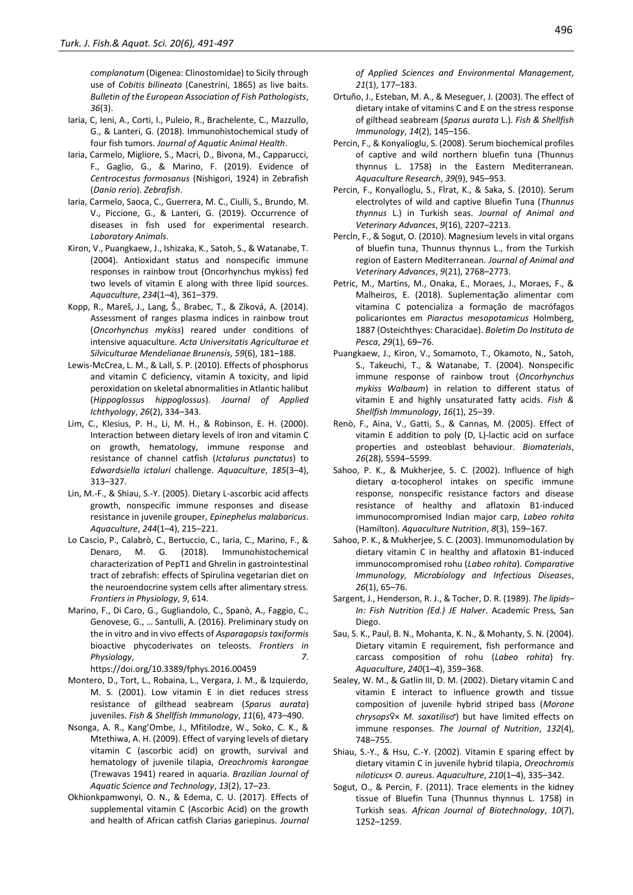*complanatum* (Digenea: Clinostomidae) to Sicily through use of *Cobitis bilineata* (Canestrini, 1865) as live baits. *Bulletin of the European Association of Fish Pathologists*, *36*(3).

Iaria, C, Ieni, A., Corti, I., Puleio, R., Brachelente, C., Mazzullo, G., & Lanteri, G. (2018). Immunohistochemical study of four fish tumors. *Journal of Aquatic Animal Health*.

Iaria, Carmelo, Migliore, S., Macri, D., Bivona, M., Capparucci, F., Gaglio, G., & Marino, F. (2019). Evidence of *Centrocestus formosanus* (Nishigori, 1924) in Zebrafish (*Danio rerio*). *Zebrafish*.

Iaria, Carmelo, Saoca, C., Guerrera, M. C., Ciulli, S., Brundo, M. V., Piccione, G., & Lanteri, G. (2019). Occurrence of diseases in fish used for experimental research. *Laboratory Animals*.

Kiron, V., Puangkaew, J., Ishizaka, K., Satoh, S., & Watanabe, T. (2004). Antioxidant status and nonspecific immune responses in rainbow trout (Oncorhynchus mykiss) fed two levels of vitamin E along with three lipid sources. *Aquaculture*, *234*(1–4), 361–379.

Kopp, R., Mareš, J., Lang, Š., Brabec, T., & Ziková, A. (2014). Assessment of ranges plasma indices in rainbow trout (*Oncorhynchus mykiss*) reared under conditions of intensive aquaculture. *Acta Universitatis Agriculturae et Silviculturae Mendelianae Brunensis*, *59*(6), 181–188.

Lewis-McCrea, L. M., & Lall, S. P. (2010). Effects of phosphorus and vitamin C deficiency, vitamin A toxicity, and lipid peroxidation on skeletal abnormalities in Atlantic halibut (*Hippoglossus hippoglossus*). *Journal of Applied Ichthyology*, *26*(2), 334–343.

Lim, C., Klesius, P. H., Li, M. H., & Robinson, E. H. (2000). Interaction between dietary levels of iron and vitamin C on growth, hematology, immune response and resistance of channel catfish (*Ictalurus punctatus*) to *Edwardsiella ictaluri* challenge. *Aquaculture*, *185*(3–4), 313–327.

Lin, M.-F., & Shiau, S.-Y. (2005). Dietary L-ascorbic acid affects growth, nonspecific immune responses and disease resistance in juvenile grouper, *Epinephelus malabaricus*. *Aquaculture*, *244*(1–4), 215–221.

Lo Cascio, P., Calabrò, C., Bertuccio, C., Iaria, C., Marino, F., & Denaro, M. G. (2018). Immunohistochemical characterization of PepT1 and Ghrelin in gastrointestinal tract of zebrafish: effects of Spirulina vegetarian diet on the neuroendocrine system cells after alimentary stress. *Frontiers in Physiology*, *9*, 614.

Marino, F., Di Caro, G., Gugliandolo, C., Spanò, A., Faggio, C., Genovese, G., … Santulli, A. (2016). Preliminary study on the in vitro and in vivo effects of *Asparagopsis taxiformis* bioactive phycoderivates on teleosts. *Frontiers in Physiology*, *7*. https://doi.org/10.3389/fphys.2016.00459

Montero, D., Tort, L., Robaina, L., Vergara, J. M., & Izquierdo, M. S. (2001). Low vitamin E in diet reduces stress resistance of gilthead seabream (*Sparus aurata*) juveniles. *Fish & Shellfish Immunology*, *11*(6), 473–490.

Nsonga, A. R., Kang'Ombe, J., Mfitilodze, W., Soko, C. K., & Mtethiwa, A. H. (2009). Effect of varying levels of dietary vitamin C (ascorbic acid) on growth, survival and hematology of juvenile tilapia, *Oreochromis karongae* (Trewavas 1941) reared in aquaria. *Brazilian Journal of Aquatic Science and Technology*, *13*(2), 17–23.

Okhionkpamwonyi, O. N., & Edema, C. U. (2017). Effects of supplemental vitamin C (Ascorbic Acid) on the growth and health of African catfish Clarias gariepinus. *Journal of Applied Sciences and Environmental Management*, *21*(1), 177–183.

Ortuño, J., Esteban, M. A., & Meseguer, J. (2003). The effect of dietary intake of vitamins C and E on the stress response of gilthead seabream (*Sparus aurata* L.). *Fish & Shellfish Immunology*, *14*(2), 145–156.

Percin, F., & Konyalioglu, S. (2008). Serum biochemical profiles of captive and wild northern bluefin tuna (Thunnus thynnus L. 1758) in the Eastern Mediterranean. *Aquaculture Research*, *39*(9), 945–953.

Percin, F., Konyalİoglu, S., Fİrat, K., & Saka, S. (2010). Serum electrolytes of wild and captive Bluefin Tuna (*Thunnus thynnus* L.) in Turkish seas. *Journal of Animal and Veterinary Advances*, *9*(16), 2207–2213.

Percİn, F., & Sogut, O. (2010). Magnesium levels in vital organs of bluefin tuna, Thunnus thynnus L., from the Turkish region of Eastern Mediterranean. *Journal of Animal and Veterinary Advances*, *9*(21), 2768–2773.

Petric, M., Martins, M., Onaka, E., Moraes, J., Moraes, F., & Malheiros, E. (2018). Suplementação alimentar com vitamina C potencializa a formação de macrófagos policariontes em *Piaractus mesopotamicus* Holmberg, 1887 (Osteichthyes: Characidae). *Boletim Do Instituto de Pesca*, *29*(1), 69–76.

Puangkaew, J., Kiron, V., Somamoto, T., Okamoto, N., Satoh, S., Takeuchi, T., & Watanabe, T. (2004). Nonspecific immune response of rainbow trout (*Oncorhynchus mykiss Walbaum*) in relation to different status of vitamin E and highly unsaturated fatty acids. *Fish & Shellfish Immunology*, *16*(1), 25–39.

Renò, F., Aina, V., Gatti, S., & Cannas, M. (2005). Effect of vitamin E addition to poly (D, L)-lactic acid on surface properties and osteoblast behaviour. *Biomaterials*, *26*(28), 5594–5599.

Sahoo, P. K., & Mukherjee, S. C. (2002). Influence of high dietary α-tocopherol intakes on specific immune response, nonspecific resistance factors and disease resistance of healthy and aflatoxin B1-induced immunocompromised Indian major carp, *Labeo rohita* (Hamilton). *Aquaculture Nutrition*, *8*(3), 159–167.

Sahoo, P. K., & Mukherjee, S. C. (2003). Immunomodulation by dietary vitamin C in healthy and aflatoxin B1-induced immunocompromised rohu (*Labeo rohita*). *Comparative Immunology, Microbiology and Infectious Diseases*, *26*(1), 65–76.

Sargent, J., Henderson, R. J., & Tocher, D. R. (1989). *The lipids– In: Fish Nutrition (Ed.) JE Halver*. Academic Press, San Diego.

Sau, S. K., Paul, B. N., Mohanta, K. N., & Mohanty, S. N. (2004). Dietary vitamin E requirement, fish performance and carcass composition of rohu (*Labeo rohita*) fry. *Aquaculture*, *240*(1–4), 359–368.

Sealey, W. M., & Gatlin III, D. M. (2002). Dietary vitamin C and vitamin E interact to influence growth and tissue composition of juvenile hybrid striped bass (*Morone chrysops*♀× *M. saxatilis*♂) but have limited effects on immune responses. *The Journal of Nutrition*, *132*(4), 748–755.

Shiau, S.-Y., & Hsu, C.-Y. (2002). Vitamin E sparing effect by dietary vitamin C in juvenile hybrid tilapia, *Oreochromis niloticus*× *O. aureus*. *Aquaculture*, *210*(1–4), 335–342.

Sogut, O., & Percin, F. (2011). Trace elements in the kidney tissue of Bluefin Tuna (Thunnus thynnus L. 1758) in Turkish seas. *African Journal of Biotechnology*, *10*(7), 1252–1259.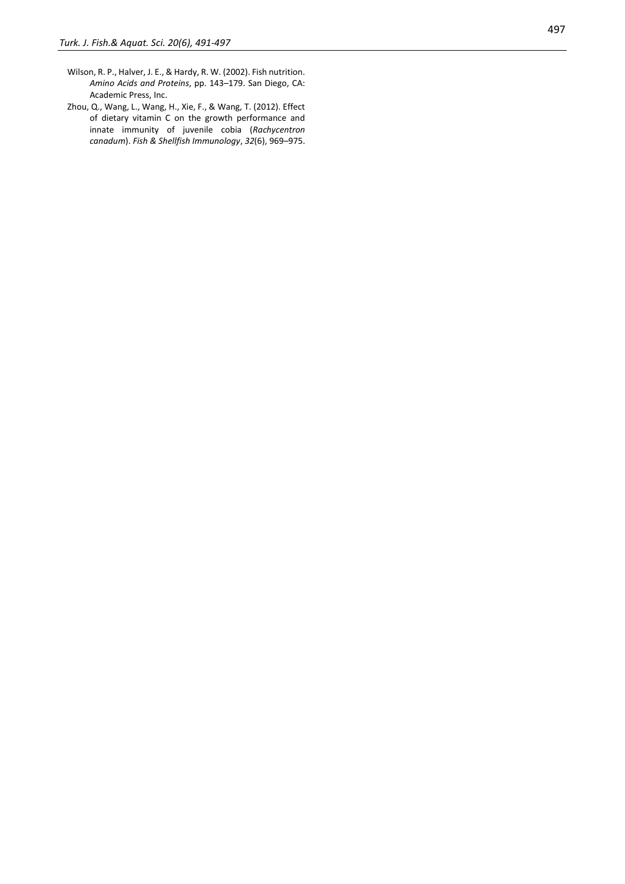Wilson, R. P., Halver, J. E., & Hardy, R. W. (2002). Fish nutrition. *Amino Acids and Proteins*, pp. 143–179. San Diego, CA: Academic Press, Inc.

Zhou, Q., Wang, L., Wang, H., Xie, F., & Wang, T. (2012). Effect of dietary vitamin C on the growth performance and innate immunity of juvenile cobia (*Rachycentron canadum*). *Fish & Shellfish Immunology*, *32*(6), 969–975.